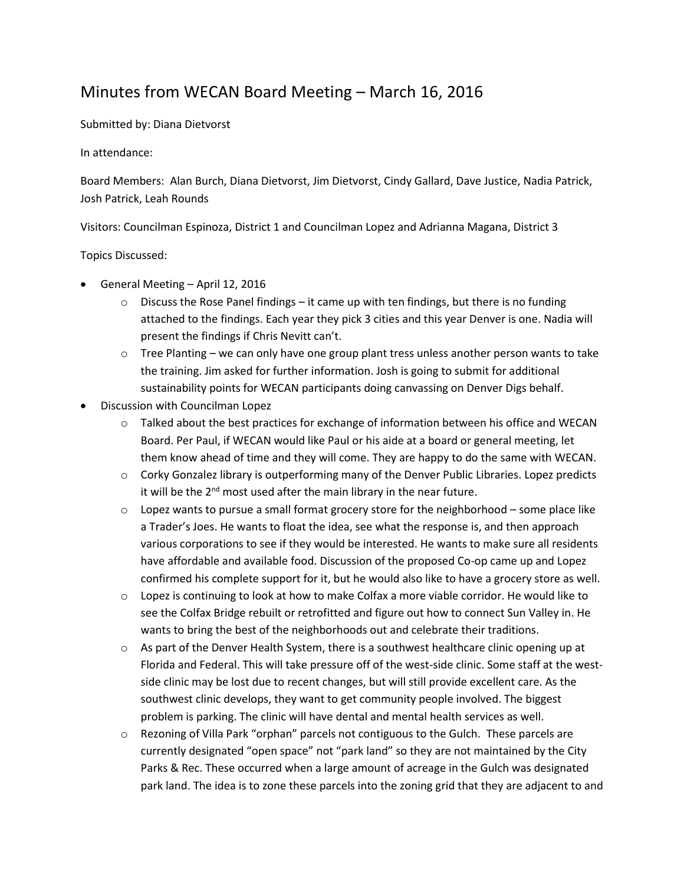# Minutes from WECAN Board Meeting – March 16, 2016

Submitted by: Diana Dietvorst

In attendance:

Board Members: Alan Burch, Diana Dietvorst, Jim Dietvorst, Cindy Gallard, Dave Justice, Nadia Patrick, Josh Patrick, Leah Rounds

Visitors: Councilman Espinoza, District 1 and Councilman Lopez and Adrianna Magana, District 3

Topics Discussed:

- General Meeting – April 12, 2016
  - Discuss the Rose Panel findings – it came up with ten findings, but there is no funding attached to the findings. Each year they pick 3 cities and this year Denver is one. Nadia will present the findings if Chris Nevitt can't.
  - Tree Planting – we can only have one group plant tress unless another person wants to take the training. Jim asked for further information. Josh is going to submit for additional sustainability points for WECAN participants doing canvassing on Denver Digs behalf.
- Discussion with Councilman Lopez
  - Talked about the best practices for exchange of information between his office and WECAN Board. Per Paul, if WECAN would like Paul or his aide at a board or general meeting, let them know ahead of time and they will come. They are happy to do the same with WECAN.
  - Corky Gonzalez library is outperforming many of the Denver Public Libraries. Lopez predicts it will be the 2nd most used after the main library in the near future.
  - Lopez wants to pursue a small format grocery store for the neighborhood – some place like a Trader's Joes. He wants to float the idea, see what the response is, and then approach various corporations to see if they would be interested. He wants to make sure all residents have affordable and available food. Discussion of the proposed Co-op came up and Lopez confirmed his complete support for it, but he would also like to have a grocery store as well.
  - Lopez is continuing to look at how to make Colfax a more viable corridor. He would like to see the Colfax Bridge rebuilt or retrofitted and figure out how to connect Sun Valley in. He wants to bring the best of the neighborhoods out and celebrate their traditions.
  - As part of the Denver Health System, there is a southwest healthcare clinic opening up at Florida and Federal. This will take pressure off of the west-side clinic. Some staff at the west-side clinic may be lost due to recent changes, but will still provide excellent care. As the southwest clinic develops, they want to get community people involved. The biggest problem is parking. The clinic will have dental and mental health services as well.
  - Rezoning of Villa Park "orphan" parcels not contiguous to the Gulch. These parcels are currently designated "open space" not "park land" so they are not maintained by the City Parks & Rec. These occurred when a large amount of acreage in the Gulch was designated park land. The idea is to zone these parcels into the zoning grid that they are adjacent to and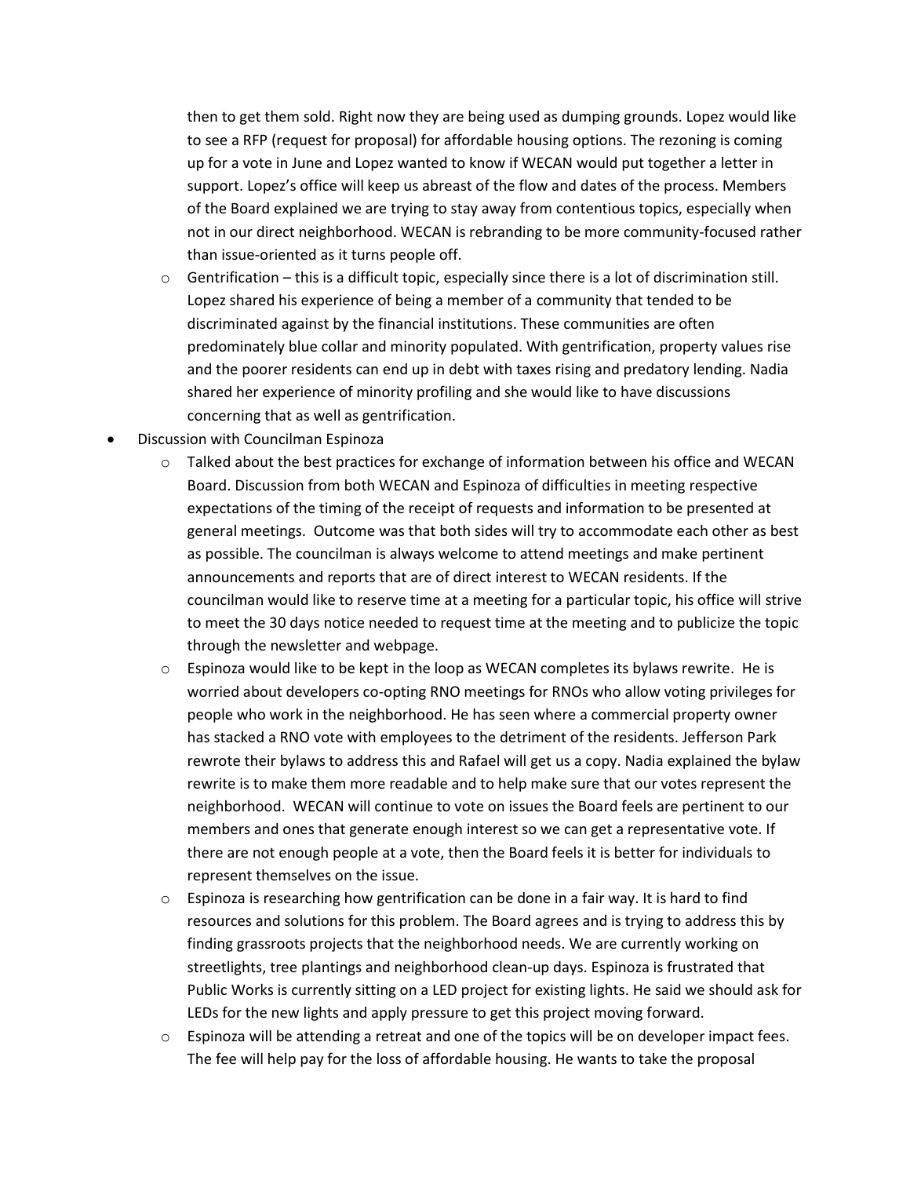then to get them sold. Right now they are being used as dumping grounds. Lopez would like to see a RFP (request for proposal) for affordable housing options. The rezoning is coming up for a vote in June and Lopez wanted to know if WECAN would put together a letter in support. Lopez's office will keep us abreast of the flow and dates of the process. Members of the Board explained we are trying to stay away from contentious topics, especially when not in our direct neighborhood. WECAN is rebranding to be more community-focused rather than issue-oriented as it turns people off.

- Gentrification – this is a difficult topic, especially since there is a lot of discrimination still. Lopez shared his experience of being a member of a community that tended to be discriminated against by the financial institutions. These communities are often predominately blue collar and minority populated. With gentrification, property values rise and the poorer residents can end up in debt with taxes rising and predatory lending. Nadia shared her experience of minority profiling and she would like to have discussions concerning that as well as gentrification.

- Discussion with Councilman Espinoza
  - Talked about the best practices for exchange of information between his office and WECAN Board. Discussion from both WECAN and Espinoza of difficulties in meeting respective expectations of the timing of the receipt of requests and information to be presented at general meetings. Outcome was that both sides will try to accommodate each other as best as possible. The councilman is always welcome to attend meetings and make pertinent announcements and reports that are of direct interest to WECAN residents. If the councilman would like to reserve time at a meeting for a particular topic, his office will strive to meet the 30 days notice needed to request time at the meeting and to publicize the topic through the newsletter and webpage.
  - Espinoza would like to be kept in the loop as WECAN completes its bylaws rewrite. He is worried about developers co-opting RNO meetings for RNOs who allow voting privileges for people who work in the neighborhood. He has seen where a commercial property owner has stacked a RNO vote with employees to the detriment of the residents. Jefferson Park rewrote their bylaws to address this and Rafael will get us a copy. Nadia explained the bylaw rewrite is to make them more readable and to help make sure that our votes represent the neighborhood. WECAN will continue to vote on issues the Board feels are pertinent to our members and ones that generate enough interest so we can get a representative vote. If there are not enough people at a vote, then the Board feels it is better for individuals to represent themselves on the issue.
  - Espinoza is researching how gentrification can be done in a fair way. It is hard to find resources and solutions for this problem. The Board agrees and is trying to address this by finding grassroots projects that the neighborhood needs. We are currently working on streetlights, tree plantings and neighborhood clean-up days. Espinoza is frustrated that Public Works is currently sitting on a LED project for existing lights. He said we should ask for LEDs for the new lights and apply pressure to get this project moving forward.
  - Espinoza will be attending a retreat and one of the topics will be on developer impact fees. The fee will help pay for the loss of affordable housing. He wants to take the proposal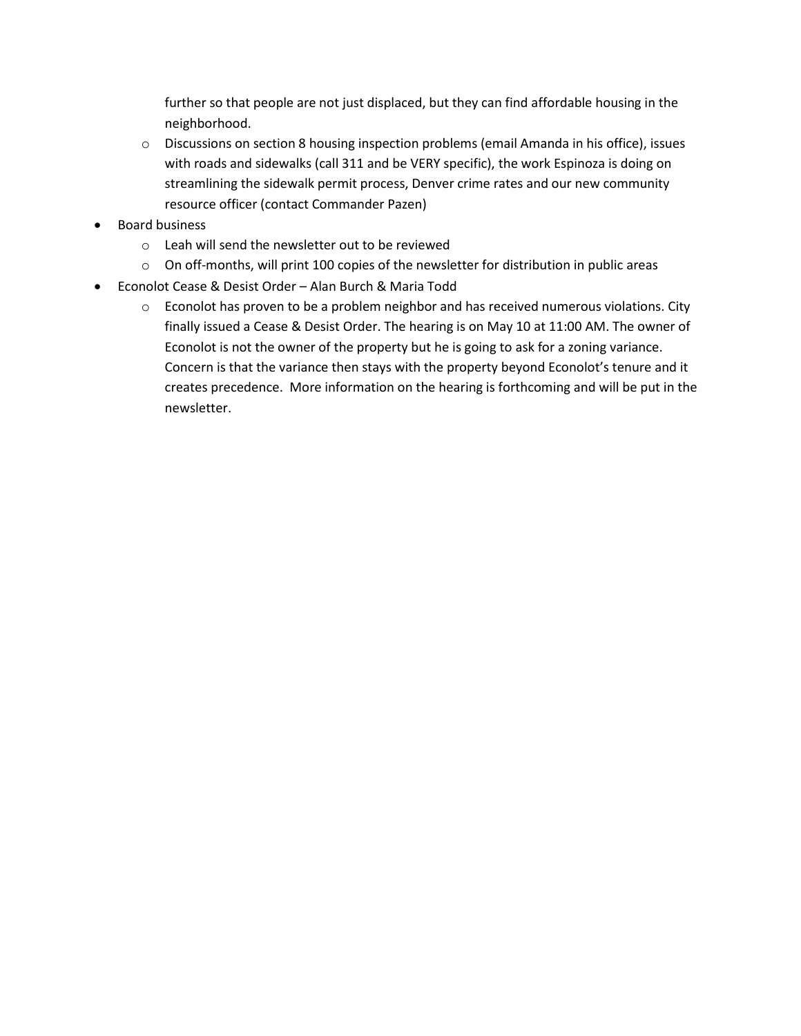further so that people are not just displaced, but they can find affordable housing in the neighborhood.
  - Discussions on section 8 housing inspection problems (email Amanda in his office), issues with roads and sidewalks (call 311 and be VERY specific), the work Espinoza is doing on streamlining the sidewalk permit process, Denver crime rates and our new community resource officer (contact Commander Pazen)
- Board business
  - Leah will send the newsletter out to be reviewed
  - On off-months, will print 100 copies of the newsletter for distribution in public areas
- Econolot Cease & Desist Order – Alan Burch & Maria Todd
  - Econolot has proven to be a problem neighbor and has received numerous violations. City finally issued a Cease & Desist Order. The hearing is on May 10 at 11:00 AM. The owner of Econolot is not the owner of the property but he is going to ask for a zoning variance. Concern is that the variance then stays with the property beyond Econolot's tenure and it creates precedence. More information on the hearing is forthcoming and will be put in the newsletter.